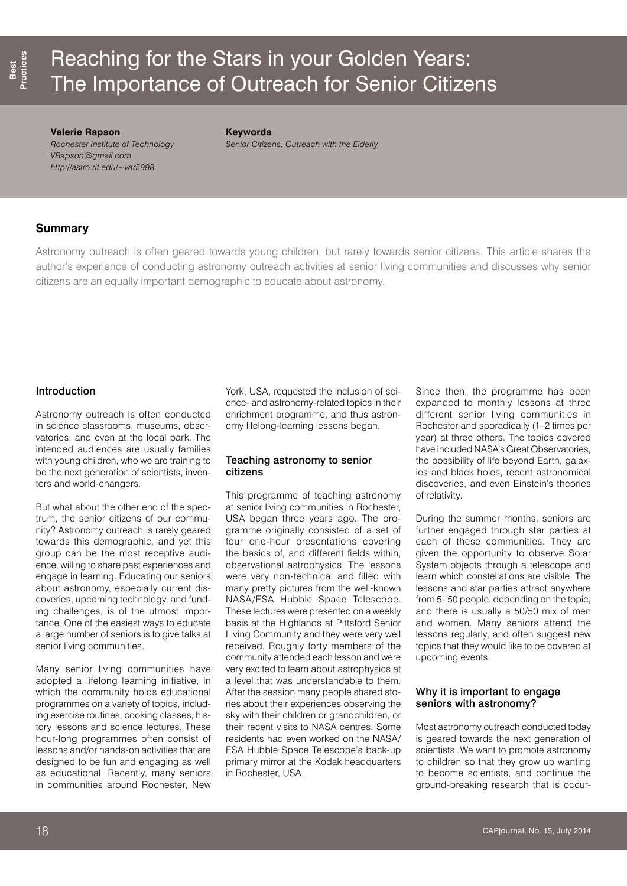# Reaching for the Stars in your Golden Years: The Importance of Outreach for Senior Citizens

**Valerie Rapson**
*Rochester Institute of Technology*
*VRapson@gmail.com*
*http://astro.rit.edu/~var5998*

**Keywords**
*Senior Citizens, Outreach with the Elderly*

## Summary

Astronomy outreach is often geared towards young children, but rarely towards senior citizens. This article shares the author's experience of conducting astronomy outreach activities at senior living communities and discusses why senior citizens are an equally important demographic to educate about astronomy.

### Introduction

Astronomy outreach is often conducted in science classrooms, museums, observatories, and even at the local park. The intended audiences are usually families with young children, who we are training to be the next generation of scientists, inventors and world-changers.

But what about the other end of the spectrum, the senior citizens of our community? Astronomy outreach is rarely geared towards this demographic, and yet this group can be the most receptive audience, willing to share past experiences and engage in learning. Educating our seniors about astronomy, especially current discoveries, upcoming technology, and funding challenges, is of the utmost importance. One of the easiest ways to educate a large number of seniors is to give talks at senior living communities.

Many senior living communities have adopted a lifelong learning initiative, in which the community holds educational programmes on a variety of topics, including exercise routines, cooking classes, history lessons and science lectures. These hour-long programmes often consist of lessons and/or hands-on activities that are designed to be fun and engaging as well as educational. Recently, many seniors in communities around Rochester, New York, USA, requested the inclusion of science- and astronomy-related topics in their enrichment programme, and thus astronomy lifelong-learning lessons began.

### Teaching astronomy to senior citizens

This programme of teaching astronomy at senior living communities in Rochester, USA began three years ago. The programme originally consisted of a set of four one-hour presentations covering the basics of, and different fields within, observational astrophysics. The lessons were very non-technical and filled with many pretty pictures from the well-known NASA/ESA Hubble Space Telescope. These lectures were presented on a weekly basis at the Highlands at Pittsford Senior Living Community and they were very well received. Roughly forty members of the community attended each lesson and were very excited to learn about astrophysics at a level that was understandable to them. After the session many people shared stories about their experiences observing the sky with their children or grandchildren, or their recent visits to NASA centres. Some residents had even worked on the NASA/ESA Hubble Space Telescope's back-up primary mirror at the Kodak headquarters in Rochester, USA.

Since then, the programme has been expanded to monthly lessons at three different senior living communities in Rochester and sporadically (1–2 times per year) at three others. The topics covered have included NASA's Great Observatories, the possibility of life beyond Earth, galaxies and black holes, recent astronomical discoveries, and even Einstein's theories of relativity.

During the summer months, seniors are further engaged through star parties at each of these communities. They are given the opportunity to observe Solar System objects through a telescope and learn which constellations are visible. The lessons and star parties attract anywhere from 5–50 people, depending on the topic, and there is usually a 50/50 mix of men and women. Many seniors attend the lessons regularly, and often suggest new topics that they would like to be covered at upcoming events.

### Why it is important to engage seniors with astronomy?

Most astronomy outreach conducted today is geared towards the next generation of scientists. We want to promote astronomy to children so that they grow up wanting to become scientists, and continue the ground-breaking research that is occur-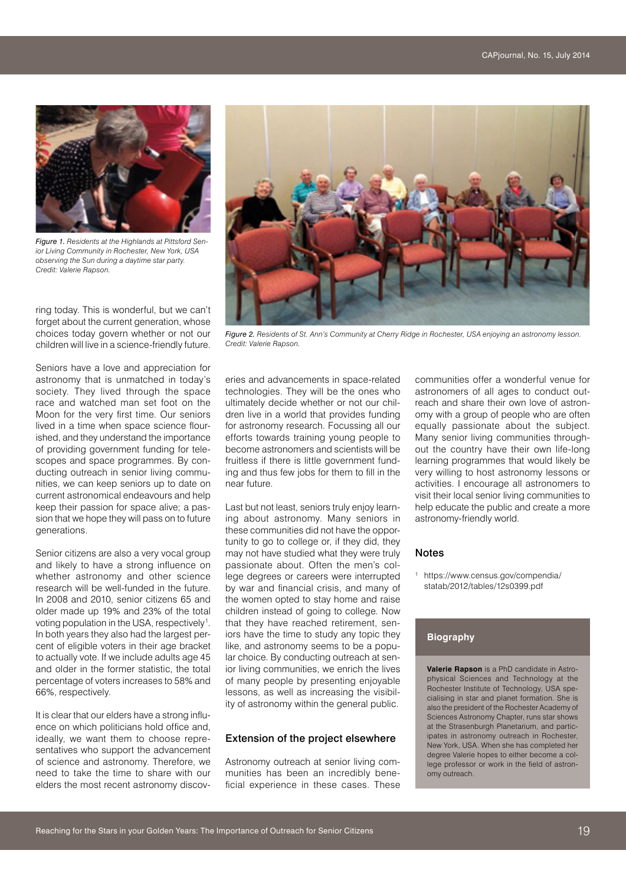*Figure 1. Residents at the Highlands at Pittsford Senior Living Community in Rochester, New York, USA observing the Sun during a daytime star party. Credit: Valerie Rapson.*

*Figure 2. Residents of St. Ann's Community at Cherry Ridge in Rochester, USA enjoying an astronomy lesson. Credit: Valerie Rapson.*

ring today. This is wonderful, but we can't forget about the current generation, whose choices today govern whether or not our children will live in a science-friendly future.

Seniors have a love and appreciation for astronomy that is unmatched in today's society. They lived through the space race and watched man set foot on the Moon for the very first time. Our seniors lived in a time when space science flourished, and they understand the importance of providing government funding for telescopes and space programmes. By conducting outreach in senior living communities, we can keep seniors up to date on current astronomical endeavours and help keep their passion for space alive; a passion that we hope they will pass on to future generations.

Senior citizens are also a very vocal group and likely to have a strong influence on whether astronomy and other science research will be well-funded in the future. In 2008 and 2010, senior citizens 65 and older made up 19% and 23% of the total voting population in the USA, respectively[1]. In both years they also had the largest percent of eligible voters in their age bracket to actually vote. If we include adults age 45 and older in the former statistic, the total percentage of voters increases to 58% and 66%, respectively.

It is clear that our elders have a strong influence on which politicians hold office and, ideally, we want them to choose representatives who support the advancement of science and astronomy. Therefore, we need to take the time to share with our elders the most recent astronomy discoveries and advancements in space-related technologies. They will be the ones who ultimately decide whether or not our children live in a world that provides funding for astronomy research. Focussing all our efforts towards training young people to become astronomers and scientists will be fruitless if there is little government funding and thus few jobs for them to fill in the near future.

Last but not least, seniors truly enjoy learning about astronomy. Many seniors in these communities did not have the opportunity to go to college or, if they did, they may not have studied what they were truly passionate about. Often the men's college degrees or careers were interrupted by war and financial crisis, and many of the women opted to stay home and raise children instead of going to college. Now that they have reached retirement, seniors have the time to study any topic they like, and astronomy seems to be a popular choice. By conducting outreach at senior living communities, we enrich the lives of many people by presenting enjoyable lessons, as well as increasing the visibility of astronomy within the general public.

## Extension of the project elsewhere

Astronomy outreach at senior living communities has been an incredibly beneficial experience in these cases. These communities offer a wonderful venue for astronomers of all ages to conduct outreach and share their own love of astronomy with a group of people who are often equally passionate about the subject. Many senior living communities throughout the country have their own life-long learning programmes that would likely be very willing to host astronomy lessons or activities. I encourage all astronomers to visit their local senior living communities to help educate the public and create a more astronomy-friendly world.

## Notes

[1] https://www.census.gov/compendia/statab/2012/tables/12s0399.pdf

## Biography

**Valerie Rapson** is a PhD candidate in Astrophysical Sciences and Technology at the Rochester Institute of Technology, USA specialising in star and planet formation. She is also the president of the Rochester Academy of Sciences Astronomy Chapter, runs star shows at the Strasenburgh Planetarium, and participates in astronomy outreach in Rochester, New York, USA. When she has completed her degree Valerie hopes to either become a college professor or work in the field of astronomy outreach.